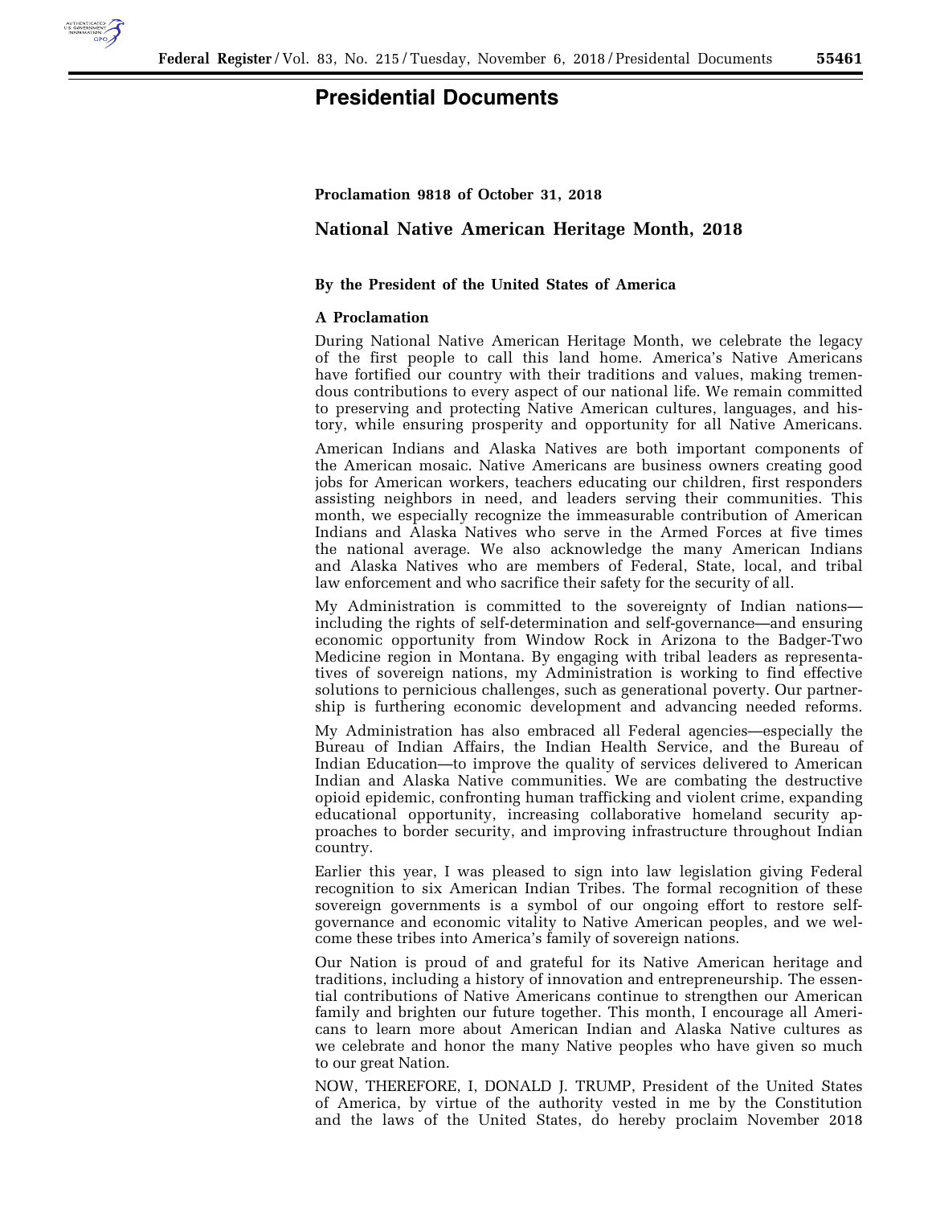# Presidential Documents

**Proclamation 9818 of October 31, 2018**

## National Native American Heritage Month, 2018

**By the President of the United States of America**

**A Proclamation**

During National Native American Heritage Month, we celebrate the legacy of the first people to call this land home. America's Native Americans have fortified our country with their traditions and values, making tremendous contributions to every aspect of our national life. We remain committed to preserving and protecting Native American cultures, languages, and history, while ensuring prosperity and opportunity for all Native Americans.

American Indians and Alaska Natives are both important components of the American mosaic. Native Americans are business owners creating good jobs for American workers, teachers educating our children, first responders assisting neighbors in need, and leaders serving their communities. This month, we especially recognize the immeasurable contribution of American Indians and Alaska Natives who serve in the Armed Forces at five times the national average. We also acknowledge the many American Indians and Alaska Natives who are members of Federal, State, local, and tribal law enforcement and who sacrifice their safety for the security of all.

My Administration is committed to the sovereignty of Indian nations—including the rights of self-determination and self-governance—and ensuring economic opportunity from Window Rock in Arizona to the Badger-Two Medicine region in Montana. By engaging with tribal leaders as representatives of sovereign nations, my Administration is working to find effective solutions to pernicious challenges, such as generational poverty. Our partnership is furthering economic development and advancing needed reforms.

My Administration has also embraced all Federal agencies—especially the Bureau of Indian Affairs, the Indian Health Service, and the Bureau of Indian Education—to improve the quality of services delivered to American Indian and Alaska Native communities. We are combating the destructive opioid epidemic, confronting human trafficking and violent crime, expanding educational opportunity, increasing collaborative homeland security approaches to border security, and improving infrastructure throughout Indian country.

Earlier this year, I was pleased to sign into law legislation giving Federal recognition to six American Indian Tribes. The formal recognition of these sovereign governments is a symbol of our ongoing effort to restore self-governance and economic vitality to Native American peoples, and we welcome these tribes into America's family of sovereign nations.

Our Nation is proud of and grateful for its Native American heritage and traditions, including a history of innovation and entrepreneurship. The essential contributions of Native Americans continue to strengthen our American family and brighten our future together. This month, I encourage all Americans to learn more about American Indian and Alaska Native cultures as we celebrate and honor the many Native peoples who have given so much to our great Nation.

NOW, THEREFORE, I, DONALD J. TRUMP, President of the United States of America, by virtue of the authority vested in me by the Constitution and the laws of the United States, do hereby proclaim November 2018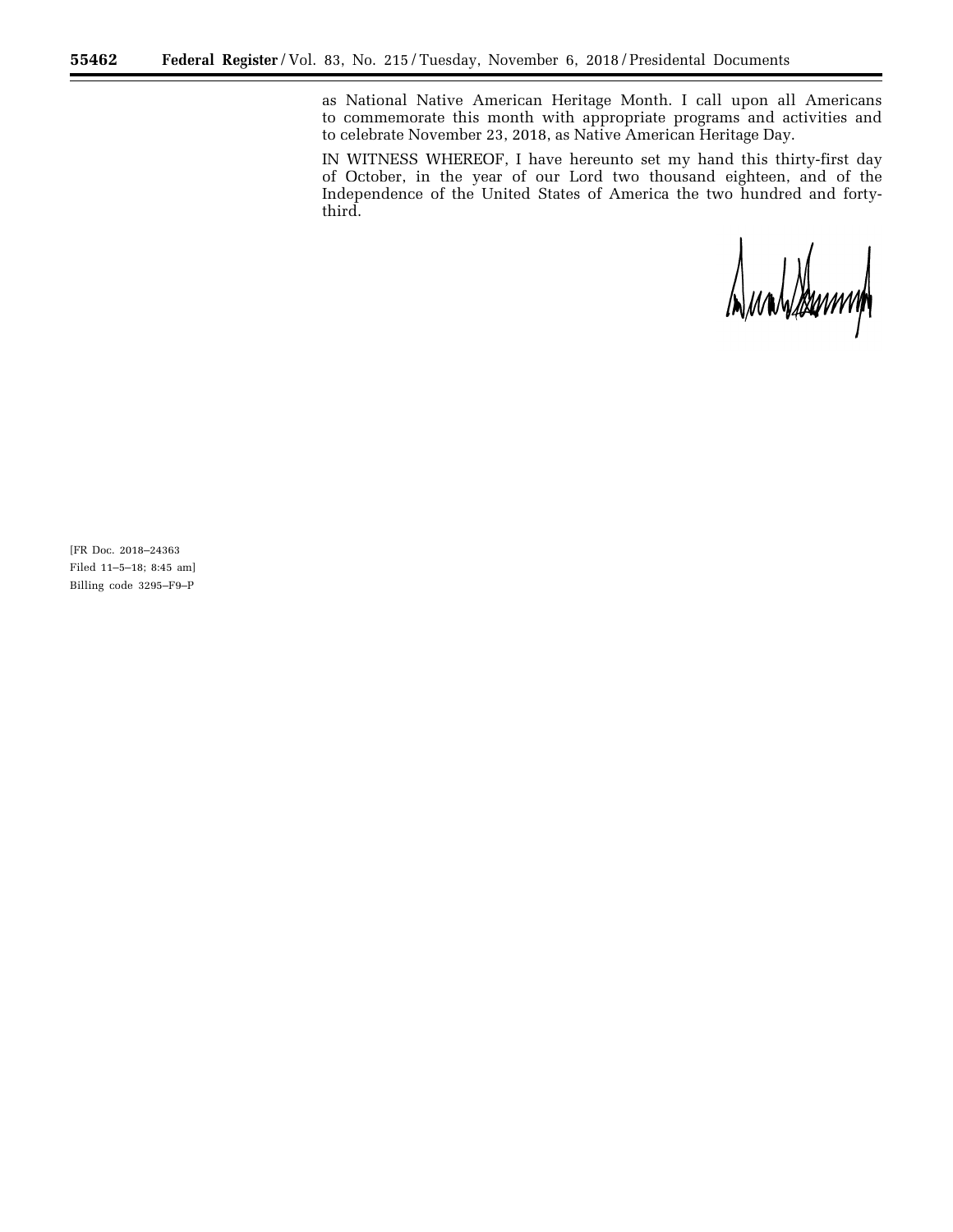as National Native American Heritage Month. I call upon all Americans to commemorate this month with appropriate programs and activities and to celebrate November 23, 2018, as Native American Heritage Day.

IN WITNESS WHEREOF, I have hereunto set my hand this thirty-first day of October, in the year of our Lord two thousand eighteen, and of the Independence of the United States of America the two hundred and forty-third.

[FR Doc. 2018–24363
Filed 11–5–18; 8:45 am]
Billing code 3295–F9–P